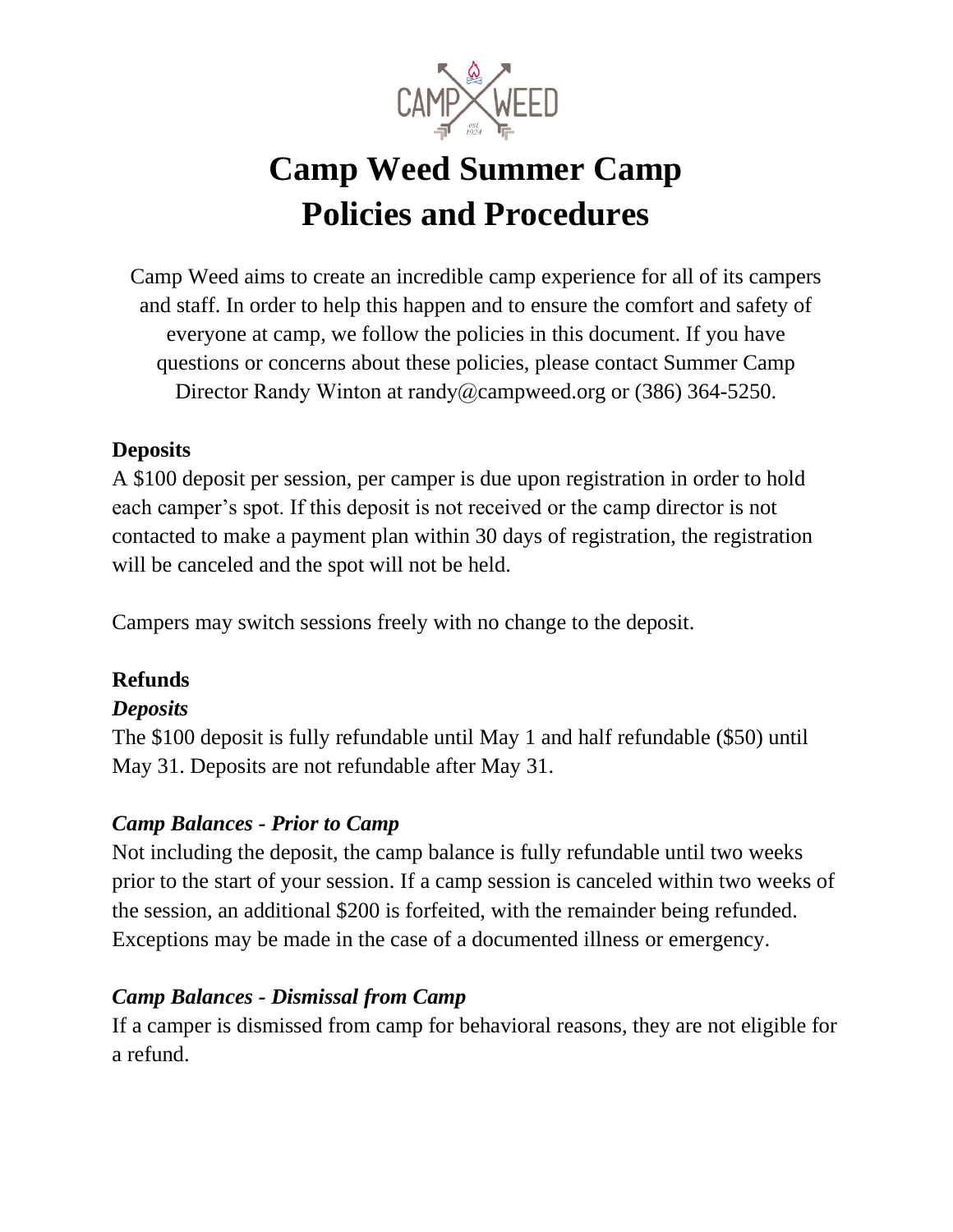# Camp Weed Summer Camp Policies and Procedures

Camp Weed aims to create an incredible camp experience for all of its campers and staff. In order to help this happen and to ensure the comfort and safety of everyone at camp, we follow the policies in this document. If you have questions or concerns about these policies, please contact Summer Camp Director Randy Winton at randy@campweed.org or (386) 364-5250.

## Deposits

A $100 deposit per session, per camper is due upon registration in order to hold each camper's spot. If this deposit is not received or the camp director is not contacted to make a payment plan within 30 days of registration, the registration will be canceled and the spot will not be held.

Campers may switch sessions freely with no change to the deposit.

## Refunds

### *Deposits*

The $100 deposit is fully refundable until May 1 and half refundable ($50) until May 31. Deposits are not refundable after May 31.

### *Camp Balances - Prior to Camp*

Not including the deposit, the camp balance is fully refundable until two weeks prior to the start of your session. If a camp session is canceled within two weeks of the session, an additional $200 is forfeited, with the remainder being refunded. Exceptions may be made in the case of a documented illness or emergency.

### *Camp Balances - Dismissal from Camp*

If a camper is dismissed from camp for behavioral reasons, they are not eligible for a refund.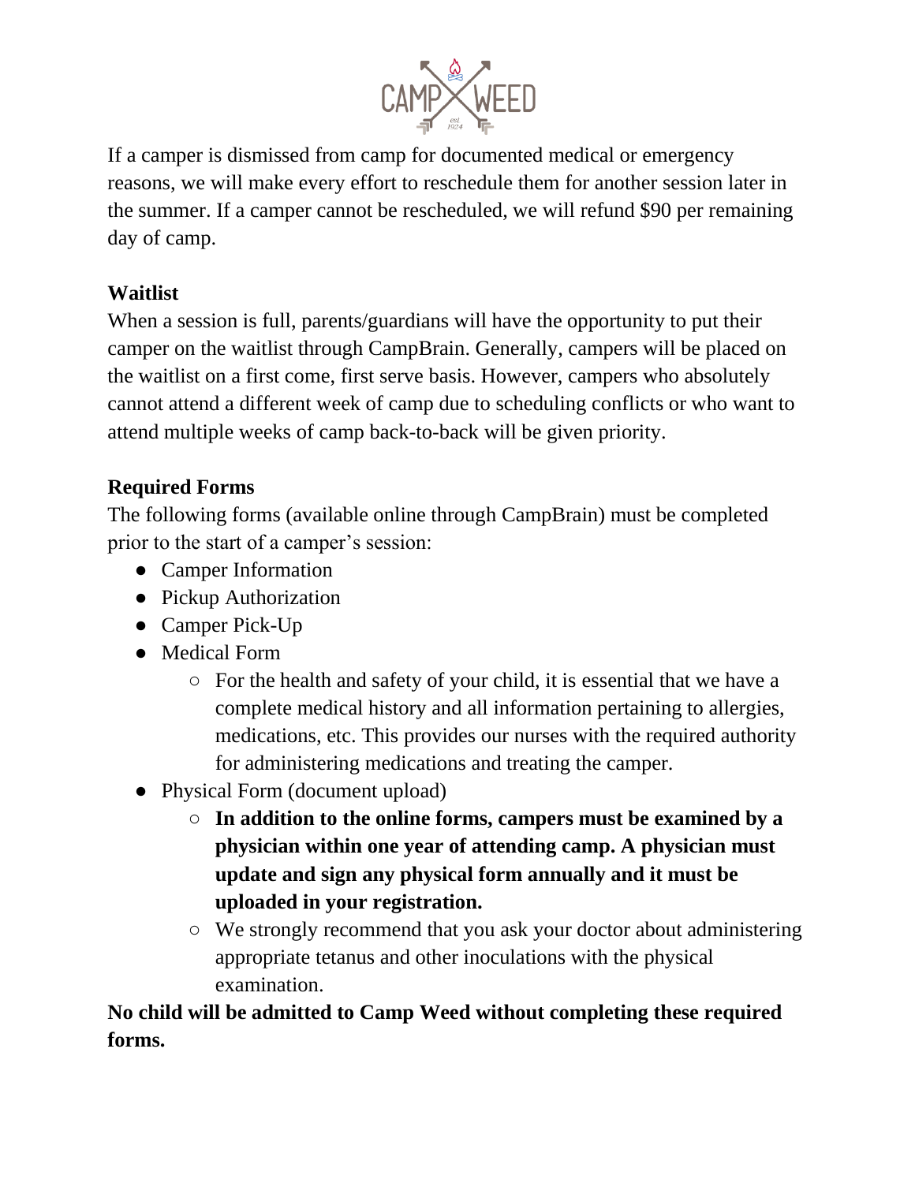If a camper is dismissed from camp for documented medical or emergency reasons, we will make every effort to reschedule them for another session later in the summer. If a camper cannot be rescheduled, we will refund $90 per remaining day of camp.

**Waitlist**

When a session is full, parents/guardians will have the opportunity to put their camper on the waitlist through CampBrain. Generally, campers will be placed on the waitlist on a first come, first serve basis. However, campers who absolutely cannot attend a different week of camp due to scheduling conflicts or who want to attend multiple weeks of camp back-to-back will be given priority.

**Required Forms**

The following forms (available online through CampBrain) must be completed prior to the start of a camper's session:

- Camper Information
- Pickup Authorization
- Camper Pick-Up
- Medical Form
  - For the health and safety of your child, it is essential that we have a complete medical history and all information pertaining to allergies, medications, etc. This provides our nurses with the required authority for administering medications and treating the camper.
- Physical Form (document upload)
  - **In addition to the online forms, campers must be examined by a physician within one year of attending camp. A physician must update and sign any physical form annually and it must be uploaded in your registration.**
  - We strongly recommend that you ask your doctor about administering appropriate tetanus and other inoculations with the physical examination.

**No child will be admitted to Camp Weed without completing these required forms.**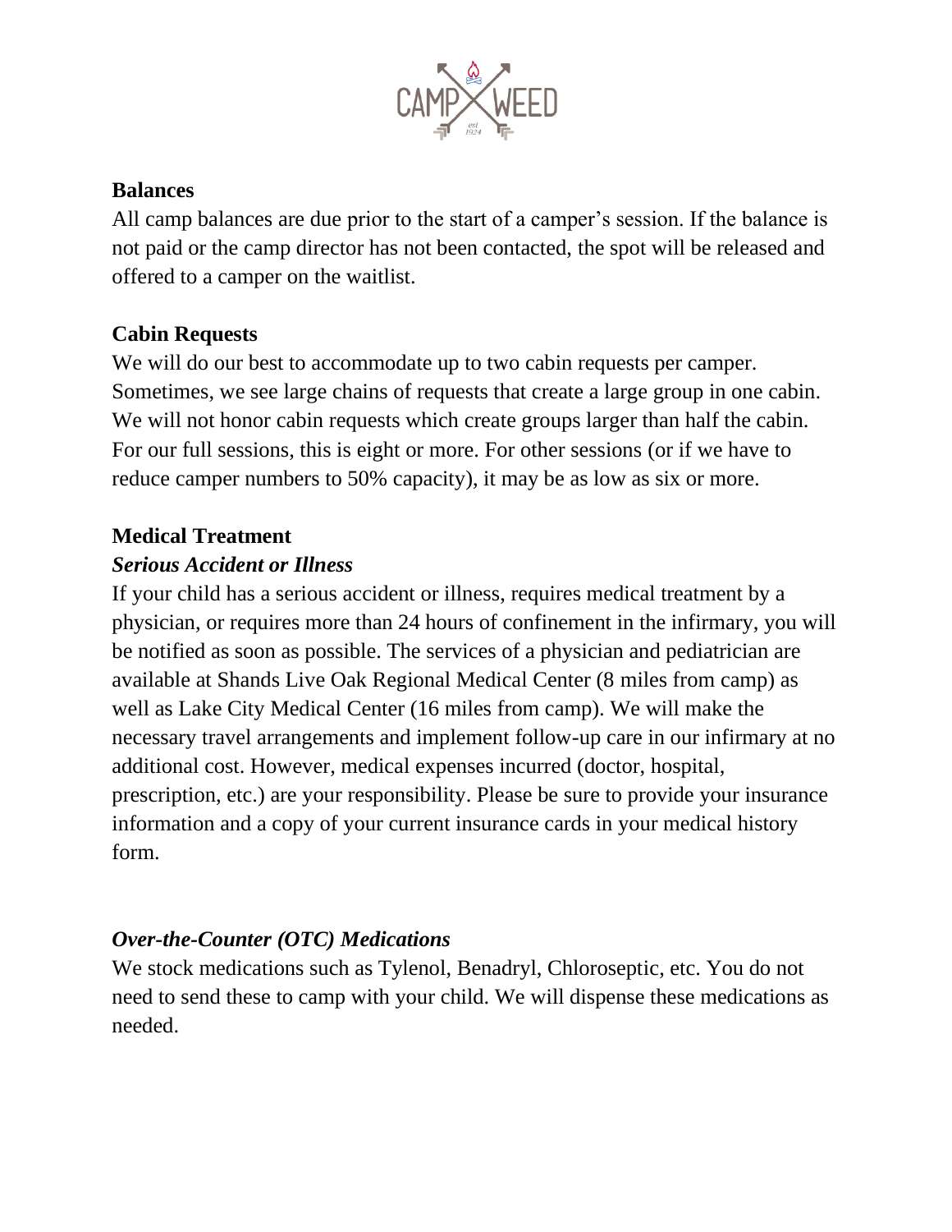## Balances

All camp balances are due prior to the start of a camper's session. If the balance is not paid or the camp director has not been contacted, the spot will be released and offered to a camper on the waitlist.

## Cabin Requests

We will do our best to accommodate up to two cabin requests per camper. Sometimes, we see large chains of requests that create a large group in one cabin. We will not honor cabin requests which create groups larger than half the cabin. For our full sessions, this is eight or more. For other sessions (or if we have to reduce camper numbers to 50% capacity), it may be as low as six or more.

## Medical Treatment

### *Serious Accident or Illness*

If your child has a serious accident or illness, requires medical treatment by a physician, or requires more than 24 hours of confinement in the infirmary, you will be notified as soon as possible. The services of a physician and pediatrician are available at Shands Live Oak Regional Medical Center (8 miles from camp) as well as Lake City Medical Center (16 miles from camp). We will make the necessary travel arrangements and implement follow-up care in our infirmary at no additional cost. However, medical expenses incurred (doctor, hospital, prescription, etc.) are your responsibility. Please be sure to provide your insurance information and a copy of your current insurance cards in your medical history form.

### *Over-the-Counter (OTC) Medications*

We stock medications such as Tylenol, Benadryl, Chloroseptic, etc. You do not need to send these to camp with your child. We will dispense these medications as needed.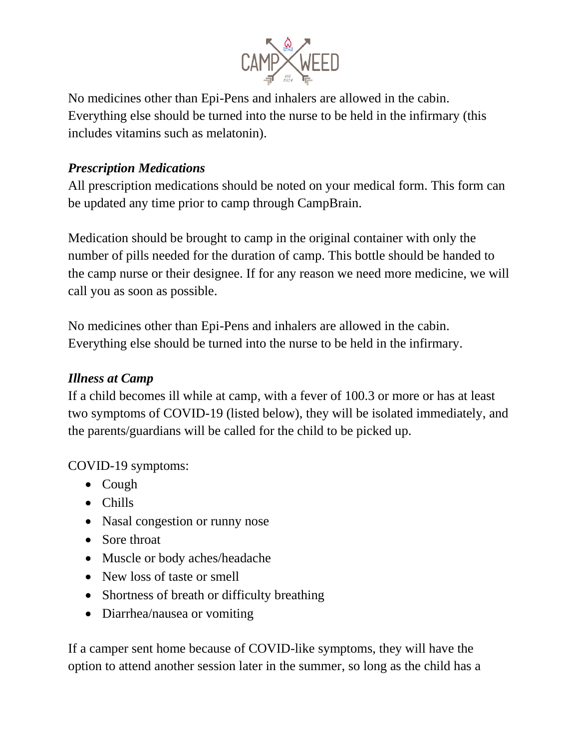No medicines other than Epi-Pens and inhalers are allowed in the cabin. Everything else should be turned into the nurse to be held in the infirmary (this includes vitamins such as melatonin).

### *Prescription Medications*

All prescription medications should be noted on your medical form. This form can be updated any time prior to camp through CampBrain.

Medication should be brought to camp in the original container with only the number of pills needed for the duration of camp. This bottle should be handed to the camp nurse or their designee. If for any reason we need more medicine, we will call you as soon as possible.

No medicines other than Epi-Pens and inhalers are allowed in the cabin. Everything else should be turned into the nurse to be held in the infirmary.

### *Illness at Camp*

If a child becomes ill while at camp, with a fever of 100.3 or more or has at least two symptoms of COVID-19 (listed below), they will be isolated immediately, and the parents/guardians will be called for the child to be picked up.

COVID-19 symptoms:

- Cough
- Chills
- Nasal congestion or runny nose
- Sore throat
- Muscle or body aches/headache
- New loss of taste or smell
- Shortness of breath or difficulty breathing
- Diarrhea/nausea or vomiting

If a camper sent home because of COVID-like symptoms, they will have the option to attend another session later in the summer, so long as the child has a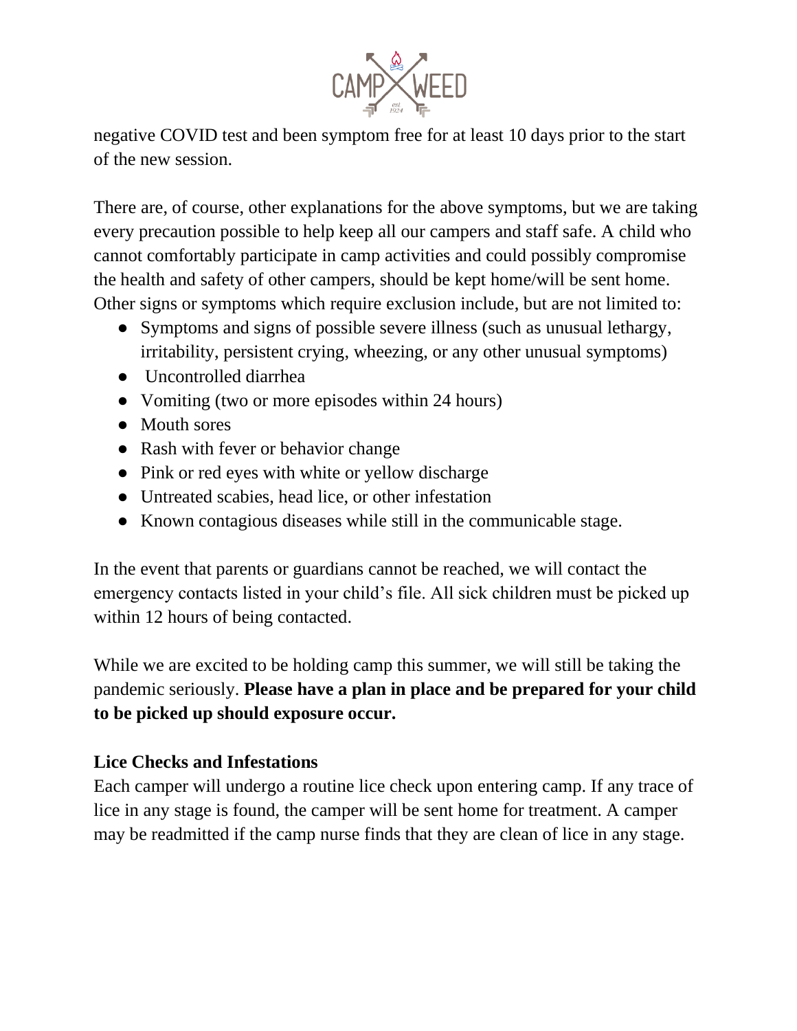negative COVID test and been symptom free for at least 10 days prior to the start of the new session.

There are, of course, other explanations for the above symptoms, but we are taking every precaution possible to help keep all our campers and staff safe. A child who cannot comfortably participate in camp activities and could possibly compromise the health and safety of other campers, should be kept home/will be sent home. Other signs or symptoms which require exclusion include, but are not limited to:

- Symptoms and signs of possible severe illness (such as unusual lethargy, irritability, persistent crying, wheezing, or any other unusual symptoms)
- Uncontrolled diarrhea
- Vomiting (two or more episodes within 24 hours)
- Mouth sores
- Rash with fever or behavior change
- Pink or red eyes with white or yellow discharge
- Untreated scabies, head lice, or other infestation
- Known contagious diseases while still in the communicable stage.

In the event that parents or guardians cannot be reached, we will contact the emergency contacts listed in your child's file. All sick children must be picked up within 12 hours of being contacted.

While we are excited to be holding camp this summer, we will still be taking the pandemic seriously. **Please have a plan in place and be prepared for your child to be picked up should exposure occur.**

**Lice Checks and Infestations**

Each camper will undergo a routine lice check upon entering camp. If any trace of lice in any stage is found, the camper will be sent home for treatment. A camper may be readmitted if the camp nurse finds that they are clean of lice in any stage.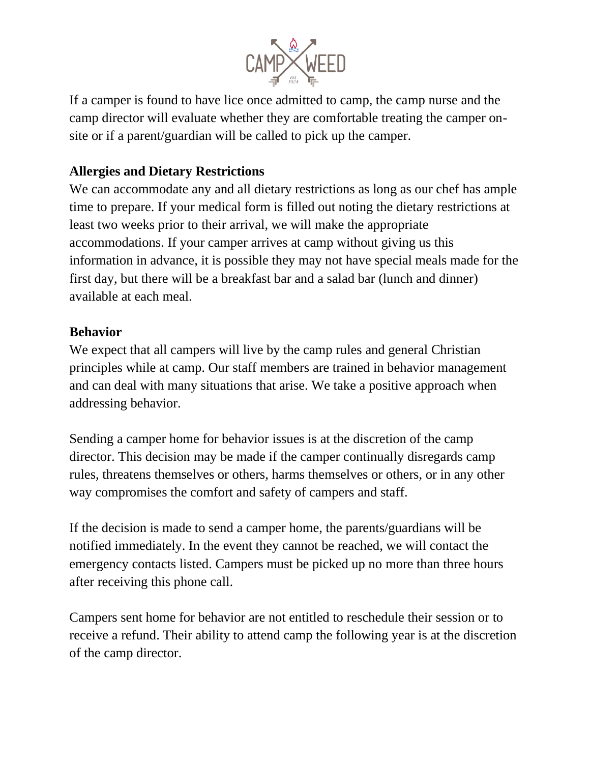If a camper is found to have lice once admitted to camp, the camp nurse and the camp director will evaluate whether they are comfortable treating the camper on-site or if a parent/guardian will be called to pick up the camper.

**Allergies and Dietary Restrictions**

We can accommodate any and all dietary restrictions as long as our chef has ample time to prepare. If your medical form is filled out noting the dietary restrictions at least two weeks prior to their arrival, we will make the appropriate accommodations. If your camper arrives at camp without giving us this information in advance, it is possible they may not have special meals made for the first day, but there will be a breakfast bar and a salad bar (lunch and dinner) available at each meal.

**Behavior**

We expect that all campers will live by the camp rules and general Christian principles while at camp. Our staff members are trained in behavior management and can deal with many situations that arise. We take a positive approach when addressing behavior.

Sending a camper home for behavior issues is at the discretion of the camp director. This decision may be made if the camper continually disregards camp rules, threatens themselves or others, harms themselves or others, or in any other way compromises the comfort and safety of campers and staff.

If the decision is made to send a camper home, the parents/guardians will be notified immediately. In the event they cannot be reached, we will contact the emergency contacts listed. Campers must be picked up no more than three hours after receiving this phone call.

Campers sent home for behavior are not entitled to reschedule their session or to receive a refund. Their ability to attend camp the following year is at the discretion of the camp director.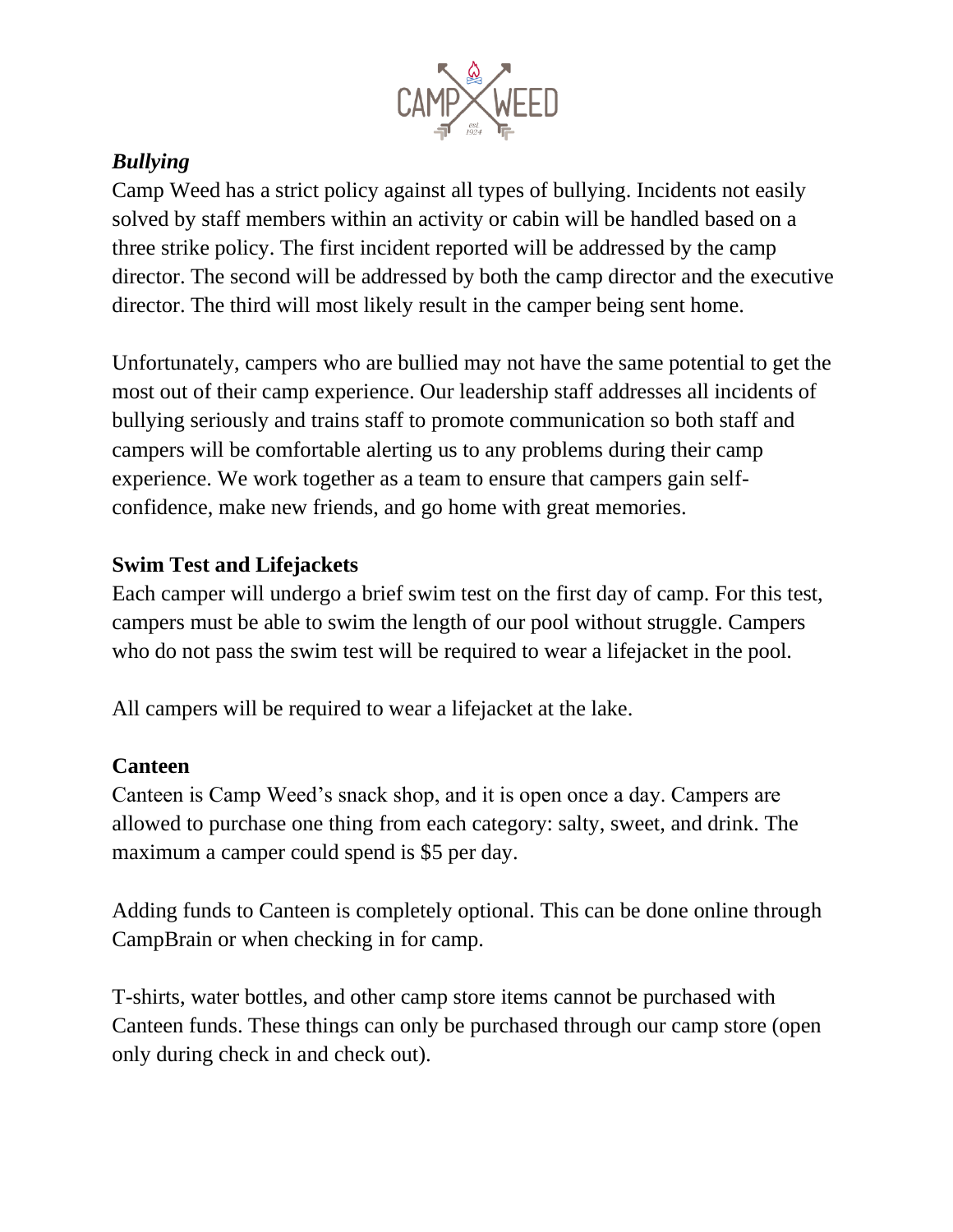### *Bullying*

Camp Weed has a strict policy against all types of bullying. Incidents not easily solved by staff members within an activity or cabin will be handled based on a three strike policy. The first incident reported will be addressed by the camp director. The second will be addressed by both the camp director and the executive director. The third will most likely result in the camper being sent home.

Unfortunately, campers who are bullied may not have the same potential to get the most out of their camp experience. Our leadership staff addresses all incidents of bullying seriously and trains staff to promote communication so both staff and campers will be comfortable alerting us to any problems during their camp experience. We work together as a team to ensure that campers gain self-confidence, make new friends, and go home with great memories.

### Swim Test and Lifejackets

Each camper will undergo a brief swim test on the first day of camp. For this test, campers must be able to swim the length of our pool without struggle. Campers who do not pass the swim test will be required to wear a lifejacket in the pool.

All campers will be required to wear a lifejacket at the lake.

### Canteen

Canteen is Camp Weed's snack shop, and it is open once a day. Campers are allowed to purchase one thing from each category: salty, sweet, and drink. The maximum a camper could spend is $5 per day.

Adding funds to Canteen is completely optional. This can be done online through CampBrain or when checking in for camp.

T-shirts, water bottles, and other camp store items cannot be purchased with Canteen funds. These things can only be purchased through our camp store (open only during check in and check out).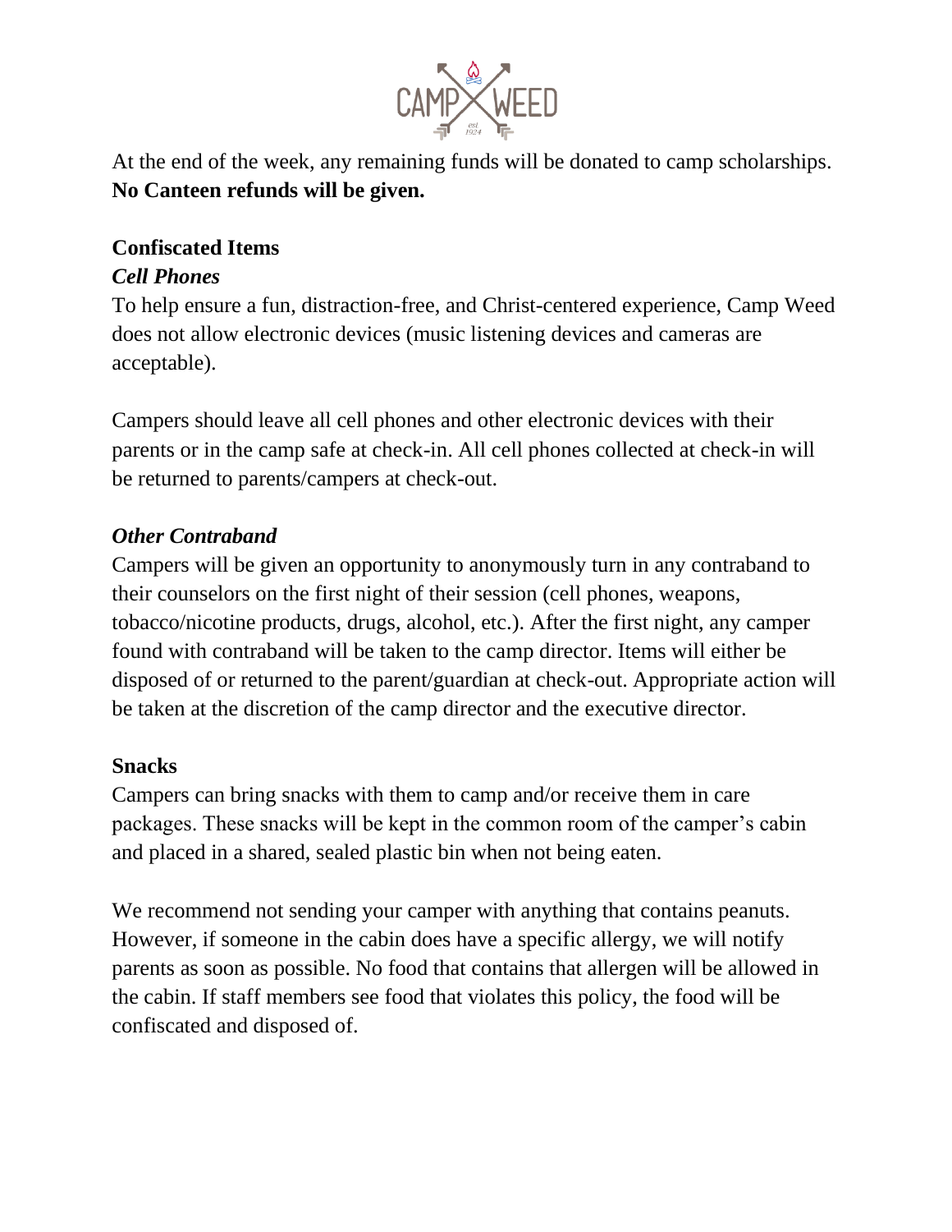At the end of the week, any remaining funds will be donated to camp scholarships. **No Canteen refunds will be given.**

## Confiscated Items

### *Cell Phones*

To help ensure a fun, distraction-free, and Christ-centered experience, Camp Weed does not allow electronic devices (music listening devices and cameras are acceptable).

Campers should leave all cell phones and other electronic devices with their parents or in the camp safe at check-in. All cell phones collected at check-in will be returned to parents/campers at check-out.

### *Other Contraband*

Campers will be given an opportunity to anonymously turn in any contraband to their counselors on the first night of their session (cell phones, weapons, tobacco/nicotine products, drugs, alcohol, etc.). After the first night, any camper found with contraband will be taken to the camp director. Items will either be disposed of or returned to the parent/guardian at check-out. Appropriate action will be taken at the discretion of the camp director and the executive director.

## Snacks

Campers can bring snacks with them to camp and/or receive them in care packages. These snacks will be kept in the common room of the camper's cabin and placed in a shared, sealed plastic bin when not being eaten.

We recommend not sending your camper with anything that contains peanuts. However, if someone in the cabin does have a specific allergy, we will notify parents as soon as possible. No food that contains that allergen will be allowed in the cabin. If staff members see food that violates this policy, the food will be confiscated and disposed of.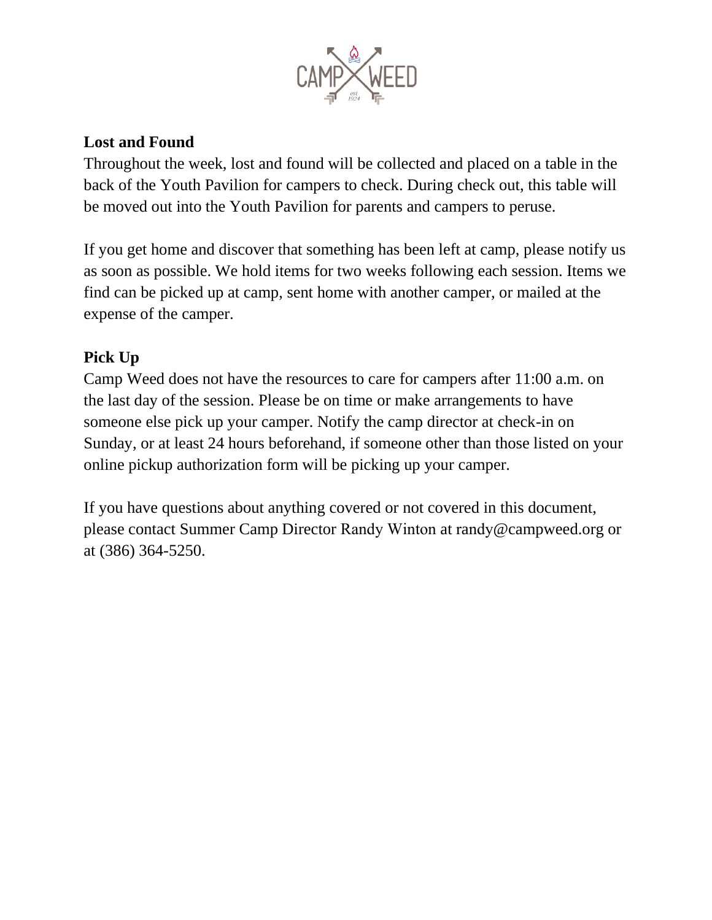## Lost and Found

Throughout the week, lost and found will be collected and placed on a table in the back of the Youth Pavilion for campers to check. During check out, this table will be moved out into the Youth Pavilion for parents and campers to peruse.

If you get home and discover that something has been left at camp, please notify us as soon as possible. We hold items for two weeks following each session. Items we find can be picked up at camp, sent home with another camper, or mailed at the expense of the camper.

## Pick Up

Camp Weed does not have the resources to care for campers after 11:00 a.m. on the last day of the session. Please be on time or make arrangements to have someone else pick up your camper. Notify the camp director at check-in on Sunday, or at least 24 hours beforehand, if someone other than those listed on your online pickup authorization form will be picking up your camper.

If you have questions about anything covered or not covered in this document, please contact Summer Camp Director Randy Winton at randy@campweed.org or at (386) 364-5250.